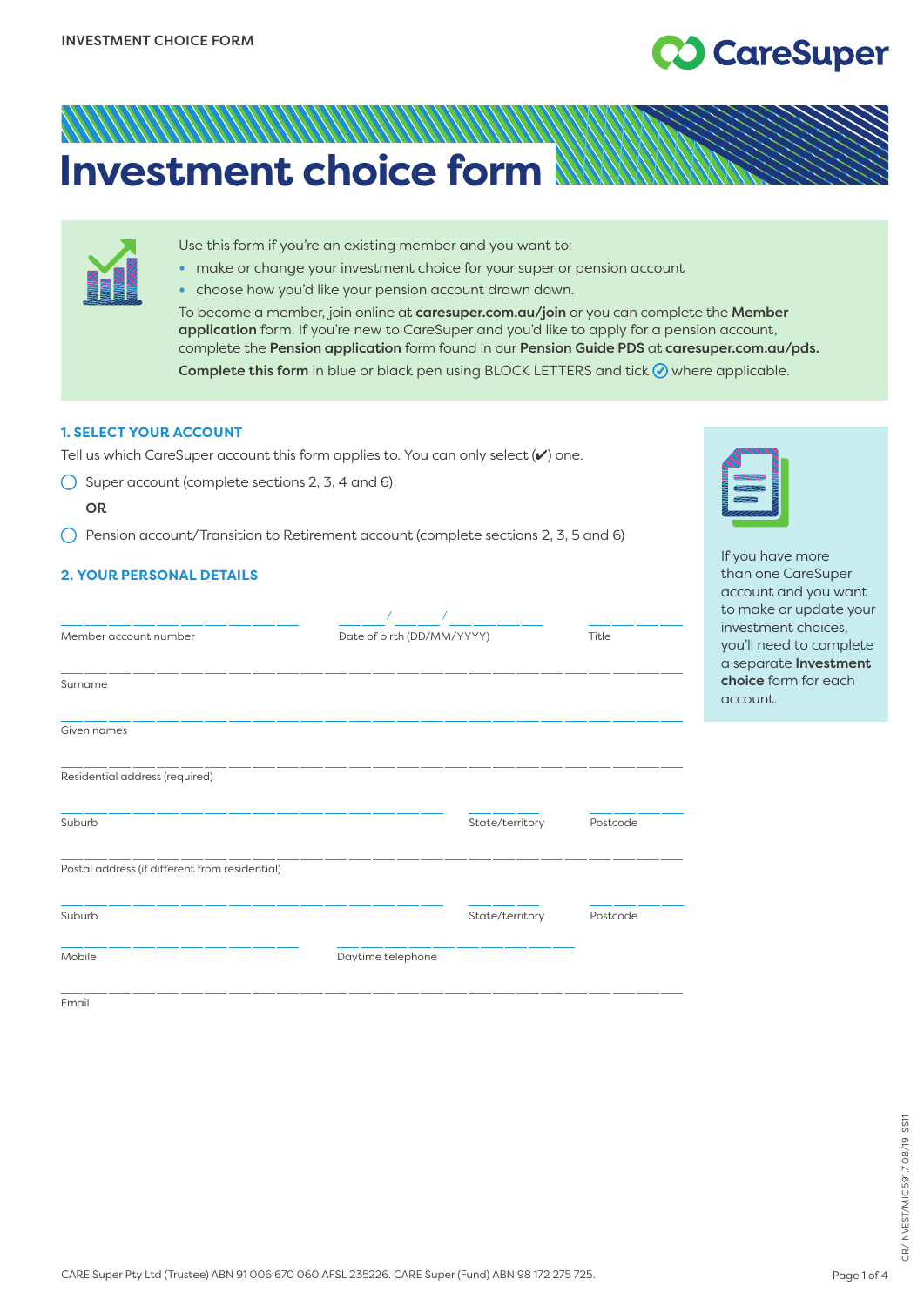# Investment choice form

Use this form if you're an existing member and you want to:

- make or change your investment choice for your super or pension account
- choose how you'd like your pension account drawn down.

To become a member, join online at **caresuper.com.au/join** or you can complete the **Member application** form. If you're new to CareSuper and you'd like to apply for a pension account, complete the **Pension application** form found in our **Pension Guide PDS** at **caresuper.com.au/pds.**

**Complete this form** in blue or black pen using BLOCK LETTERS and tick ✓ where applicable.

## 1. SELECT YOUR ACCOUNT

Tell us which CareSuper account this form applies to. You can only select (✔) one.

◯ Super account (complete sections 2, 3, 4 and 6)

**OR**

◯ Pension account/Transition to Retirement account (complete sections 2, 3, 5 and 6)

## 2. YOUR PERSONAL DETAILS

Member account number ______________ Date of birth (DD/MM/YYYY) ___/___/_____ Title ______

Surname ______________________________

Given names ______________________________

Residential address (required) ______________________________

Suburb ______________ State/territory ______ Postcode ______

Postal address (if different from residential) ______________________________

Suburb ______________ State/territory ______ Postcode ______

Mobile ______________ Daytime telephone ______________

Email ______________________________

If you have more than one CareSuper account and you want to make or update your investment choices, you'll need to complete a separate **Investment choice** form for each account.

CARE Super Pty Ltd (Trustee) ABN 91 006 670 060 AFSL 235226. CARE Super (Fund) ABN 98 172 275 725.

CR/INVEST/MIC591.7 08/19 ISS11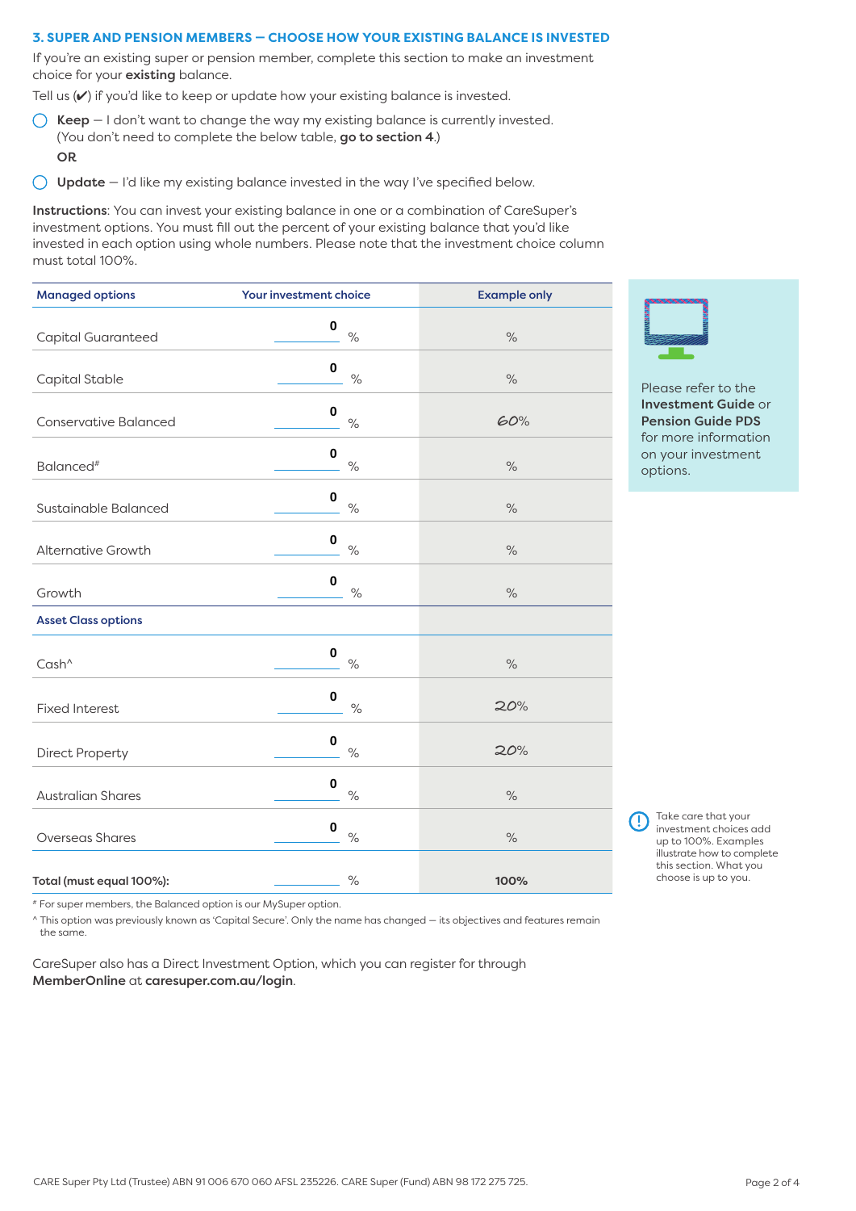## 3. SUPER AND PENSION MEMBERS — CHOOSE HOW YOUR EXISTING BALANCE IS INVESTED

If you're an existing super or pension member, complete this section to make an investment choice for your **existing** balance.

Tell us (✔) if you'd like to keep or update how your existing balance is invested.

◯ **Keep** — I don't want to change the way my existing balance is currently invested. (You don't need to complete the below table, **go to section 4**.)

**OR**

◯ **Update** — I'd like my existing balance invested in the way I've specified below.

**Instructions**: You can invest your existing balance in one or a combination of CareSuper's investment options. You must fill out the percent of your existing balance that you'd like invested in each option using whole numbers. Please note that the investment choice column must total 100%.

| Managed options | Your investment choice | Example only |
|---|---|---|
| Capital Guaranteed | 0 % | % |
| Capital Stable | 0 % | % |
| Conservative Balanced | 0 % | 60% |
| Balanced# | 0 % | % |
| Sustainable Balanced | 0 % | % |
| Alternative Growth | 0 % | % |
| Growth | 0 % | % |
| **Asset Class options** | | |
| Cash^ | 0 % | % |
| Fixed Interest | 0 % | 20% |
| Direct Property | 0 % | 20% |
| Australian Shares | 0 % | % |
| Overseas Shares | 0 % | % |
| **Total (must equal 100%):** | % | **100%** |

# For super members, the Balanced option is our MySuper option.

^ This option was previously known as 'Capital Secure'. Only the name has changed — its objectives and features remain the same.

Please refer to the **Investment Guide** or **Pension Guide PDS** for more information on your investment options.

Take care that your investment choices add up to 100%. Examples illustrate how to complete this section. What you choose is up to you.

CareSuper also has a Direct Investment Option, which you can register for through **MemberOnline** at **caresuper.com.au/login**.

CARE Super Pty Ltd (Trustee) ABN 91 006 670 060 AFSL 235226. CARE Super (Fund) ABN 98 172 275 725.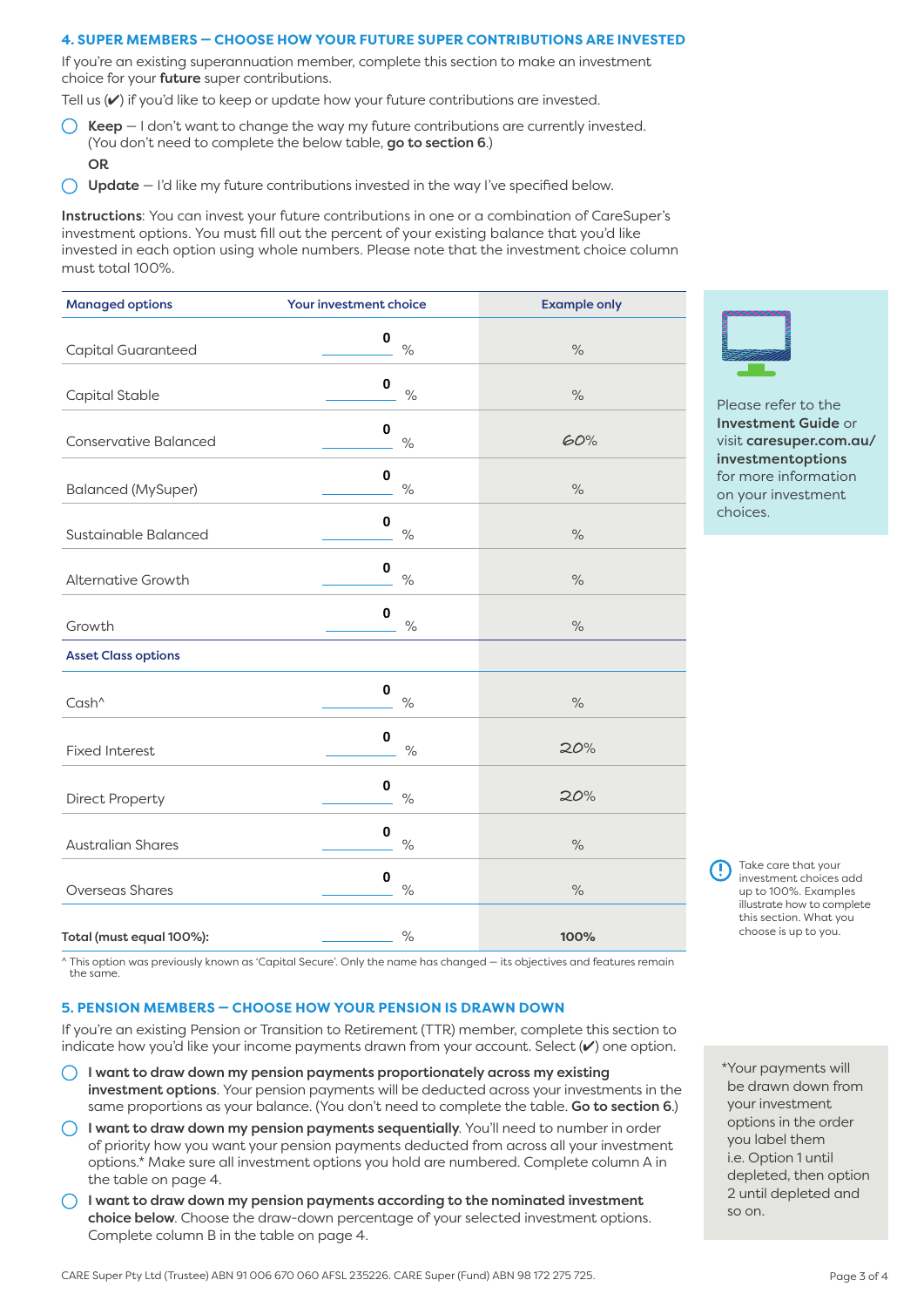## 4. SUPER MEMBERS — CHOOSE HOW YOUR FUTURE SUPER CONTRIBUTIONS ARE INVESTED

If you're an existing superannuation member, complete this section to make an investment choice for your **future** super contributions.

Tell us (✔) if you'd like to keep or update how your future contributions are invested.

◯ **Keep** — I don't want to change the way my future contributions are currently invested. (You don't need to complete the below table, **go to section 6**.)

**OR**

◯ **Update** — I'd like my future contributions invested in the way I've specified below.

**Instructions**: You can invest your future contributions in one or a combination of CareSuper's investment options. You must fill out the percent of your existing balance that you'd like invested in each option using whole numbers. Please note that the investment choice column must total 100%.

| Managed options | Your investment choice | Example only |
|---|---|---|
| Capital Guaranteed | 0 % | % |
| Capital Stable | 0 % | % |
| Conservative Balanced | 0 % | 60% |
| Balanced (MySuper) | 0 % | % |
| Sustainable Balanced | 0 % | % |
| Alternative Growth | 0 % | % |
| Growth | 0 % | % |
| **Asset Class options** | | |
| Cash^ | 0 % | % |
| Fixed Interest | 0 % | 20% |
| Direct Property | 0 % | 20% |
| Australian Shares | 0 % | % |
| Overseas Shares | 0 % | % |
| **Total (must equal 100%):** | % | **100%** |

^ This option was previously known as 'Capital Secure'. Only the name has changed — its objectives and features remain the same.

Please refer to the **Investment Guide** or visit **caresuper.com.au/investmentoptions** for more information on your investment choices.

Take care that your investment choices add up to 100%. Examples illustrate how to complete this section. What you choose is up to you.

## 5. PENSION MEMBERS — CHOOSE HOW YOUR PENSION IS DRAWN DOWN

If you're an existing Pension or Transition to Retirement (TTR) member, complete this section to indicate how you'd like your income payments drawn from your account. Select (✔) one option.

◯ **I want to draw down my pension payments proportionately across my existing investment options**. Your pension payments will be deducted across your investments in the same proportions as your balance. (You don't need to complete the table. **Go to section 6**.)

◯ **I want to draw down my pension payments sequentially**. You'll need to number in order of priority how you want your pension payments deducted from across all your investment options.* Make sure all investment options you hold are numbered. Complete column A in the table on page 4.

◯ **I want to draw down my pension payments according to the nominated investment choice below**. Choose the draw-down percentage of your selected investment options. Complete column B in the table on page 4.

*Your payments will be drawn down from your investment options in the order you label them i.e. Option 1 until depleted, then option 2 until depleted and so on.

CARE Super Pty Ltd (Trustee) ABN 91 006 670 060 AFSL 235226. CARE Super (Fund) ABN 98 172 275 725.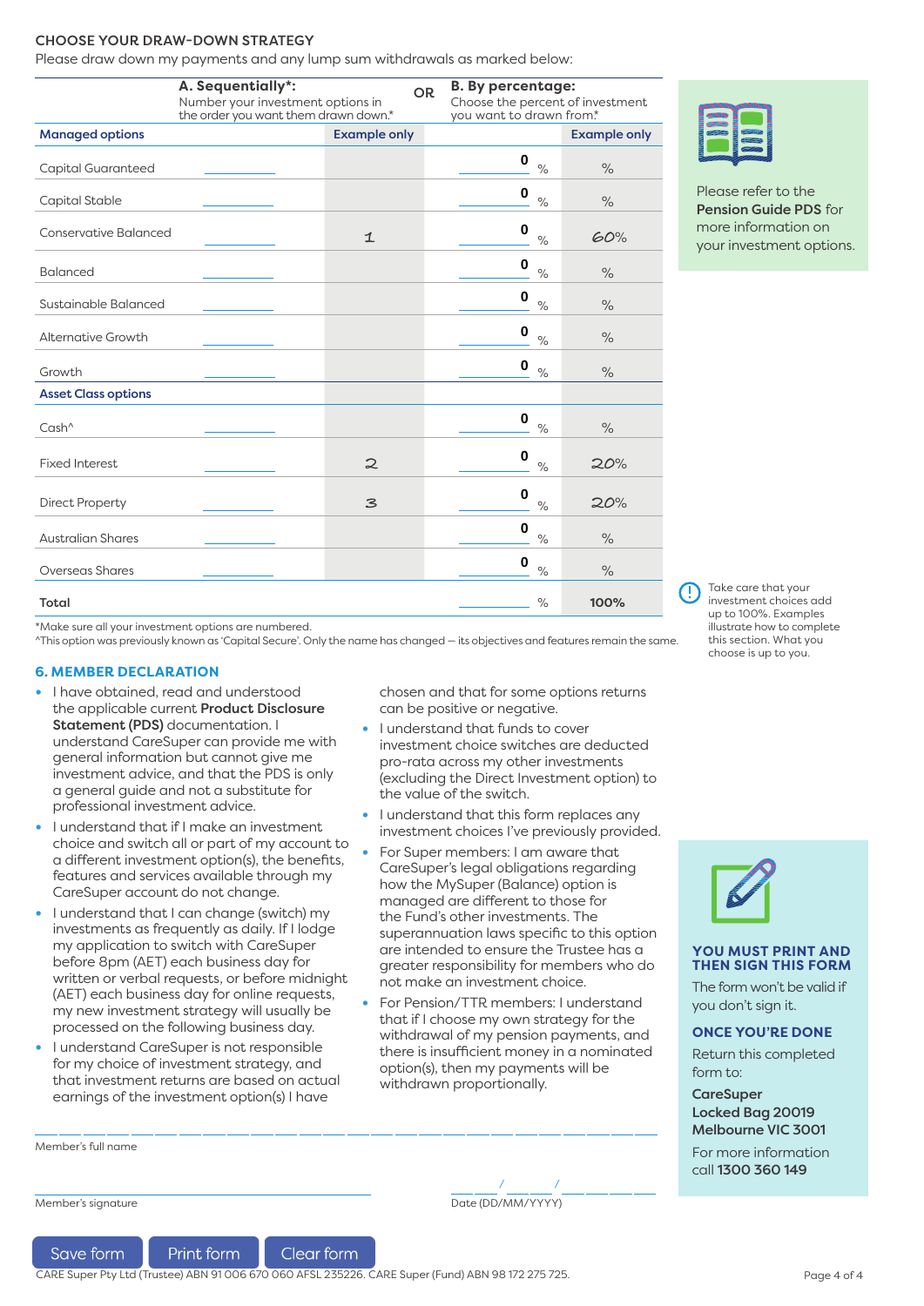## CHOOSE YOUR DRAW-DOWN STRATEGY

Please draw down my payments and any lump sum withdrawals as marked below:

| | **A. Sequentially*:** Number your investment options in the order you want them drawn down.* | | OR **B. By percentage:** Choose the percent of investment you want to drawn from.* | |
|---|---|---|---|---|
| **Managed options** | | **Example only** | | **Example only** |
| Capital Guaranteed | | | 0 % | % |
| Capital Stable | | | 0 % | % |
| Conservative Balanced | | 1 | 0 % | 60% |
| Balanced | | | 0 % | % |
| Sustainable Balanced | | | 0 % | % |
| Alternative Growth | | | 0 % | % |
| Growth | | | 0 % | % |
| **Asset Class options** | | | | |
| Cash^ | | | 0 % | % |
| Fixed Interest | | 2 | 0 % | 20% |
| Direct Property | | 3 | 0 % | 20% |
| Australian Shares | | | 0 % | % |
| Overseas Shares | | | 0 % | % |
| **Total** | | | % | **100%** |

*Make sure all your investment options are numbered.

^This option was previously known as 'Capital Secure'. Only the name has changed — its objectives and features remain the same.

Please refer to the **Pension Guide PDS** for more information on your investment options.

Take care that your investment choices add up to 100%. Examples illustrate how to complete this section. What you choose is up to you.

## 6. MEMBER DECLARATION

- I have obtained, read and understood the applicable current **Product Disclosure Statement (PDS)** documentation. I understand CareSuper can provide me with general information but cannot give me investment advice, and that the PDS is only a general guide and not a substitute for professional investment advice.
- I understand that if I make an investment choice and switch all or part of my account to a different investment option(s), the benefits, features and services available through my CareSuper account do not change.
- I understand that I can change (switch) my investments as frequently as daily. If I lodge my application to switch with CareSuper before 8pm (AET) each business day for written or verbal requests, or before midnight (AET) each business day for online requests, my new investment strategy will usually be processed on the following business day.
- I understand CareSuper is not responsible for my choice of investment strategy, and that investment returns are based on actual earnings of the investment option(s) I have chosen and that for some options returns can be positive or negative.
- I understand that funds to cover investment choice switches are deducted pro-rata across my other investments (excluding the Direct Investment option) to the value of the switch.
- I understand that this form replaces any investment choices I've previously provided.
- For Super members: I am aware that CareSuper's legal obligations regarding how the MySuper (Balance) option is managed are different to those for the Fund's other investments. The superannuation laws specific to this option are intended to ensure the Trustee has a greater responsibility for members who do not make an investment choice.
- For Pension/TTR members: I understand that if I choose my own strategy for the withdrawal of my pension payments, and there is insufficient money in a nominated option(s), then my payments will be withdrawn proportionally.

Member's full name

Member's signature

Date (DD/MM/YYYY) ___ / ___ / ______

**YOU MUST PRINT AND THEN SIGN THIS FORM**

The form won't be valid if you don't sign it.

**ONCE YOU'RE DONE**

Return this completed form to:

**CareSuper**
**Locked Bag 20019**
**Melbourne VIC 3001**

For more information call **1300 360 149**

Save form | Print form | Clear form

CARE Super Pty Ltd (Trustee) ABN 91 006 670 060 AFSL 235226. CARE Super (Fund) ABN 98 172 275 725.